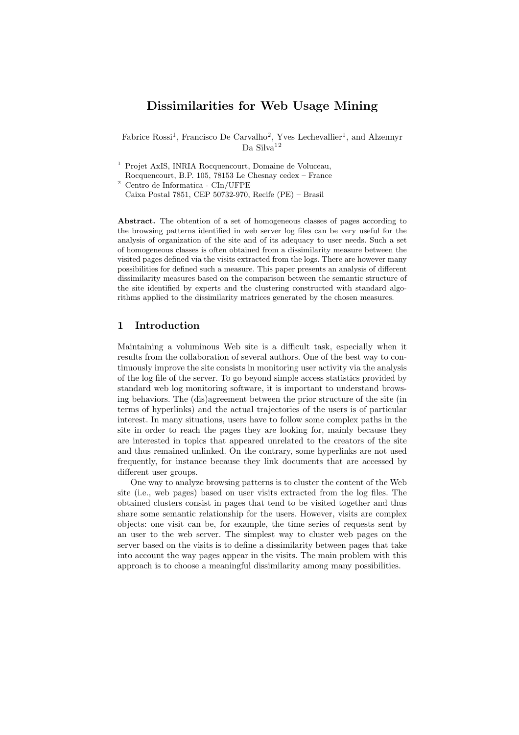# Dissimilarities for Web Usage Mining

Fabrice Rossi[1], Francisco De Carvalho[2], Yves Lechevallier[1], and Alzennyr Da Silva[1,2]

[1] Projet AxIS, INRIA Rocquencourt, Domaine de Voluceau, Rocquencourt, B.P. 105, 78153 Le Chesnay cedex – France

[2] Centro de Informatica - CIn/UFPE Caixa Postal 7851, CEP 50732-970, Recife (PE) – Brasil

**Abstract.** The obtention of a set of homogeneous classes of pages according to the browsing patterns identified in web server log files can be very useful for the analysis of organization of the site and of its adequacy to user needs. Such a set of homogeneous classes is often obtained from a dissimilarity measure between the visited pages defined via the visits extracted from the logs. There are however many possibilities for defined such a measure. This paper presents an analysis of different dissimilarity measures based on the comparison between the semantic structure of the site identified by experts and the clustering constructed with standard algorithms applied to the dissimilarity matrices generated by the chosen measures.

## 1 Introduction

Maintaining a voluminous Web site is a difficult task, especially when it results from the collaboration of several authors. One of the best way to continuously improve the site consists in monitoring user activity via the analysis of the log file of the server. To go beyond simple access statistics provided by standard web log monitoring software, it is important to understand browsing behaviors. The (dis)agreement between the prior structure of the site (in terms of hyperlinks) and the actual trajectories of the users is of particular interest. In many situations, users have to follow some complex paths in the site in order to reach the pages they are looking for, mainly because they are interested in topics that appeared unrelated to the creators of the site and thus remained unlinked. On the contrary, some hyperlinks are not used frequently, for instance because they link documents that are accessed by different user groups.

One way to analyze browsing patterns is to cluster the content of the Web site (i.e., web pages) based on user visits extracted from the log files. The obtained clusters consist in pages that tend to be visited together and thus share some semantic relationship for the users. However, visits are complex objects: one visit can be, for example, the time series of requests sent by an user to the web server. The simplest way to cluster web pages on the server based on the visits is to define a dissimilarity between pages that take into account the way pages appear in the visits. The main problem with this approach is to choose a meaningful dissimilarity among many possibilities.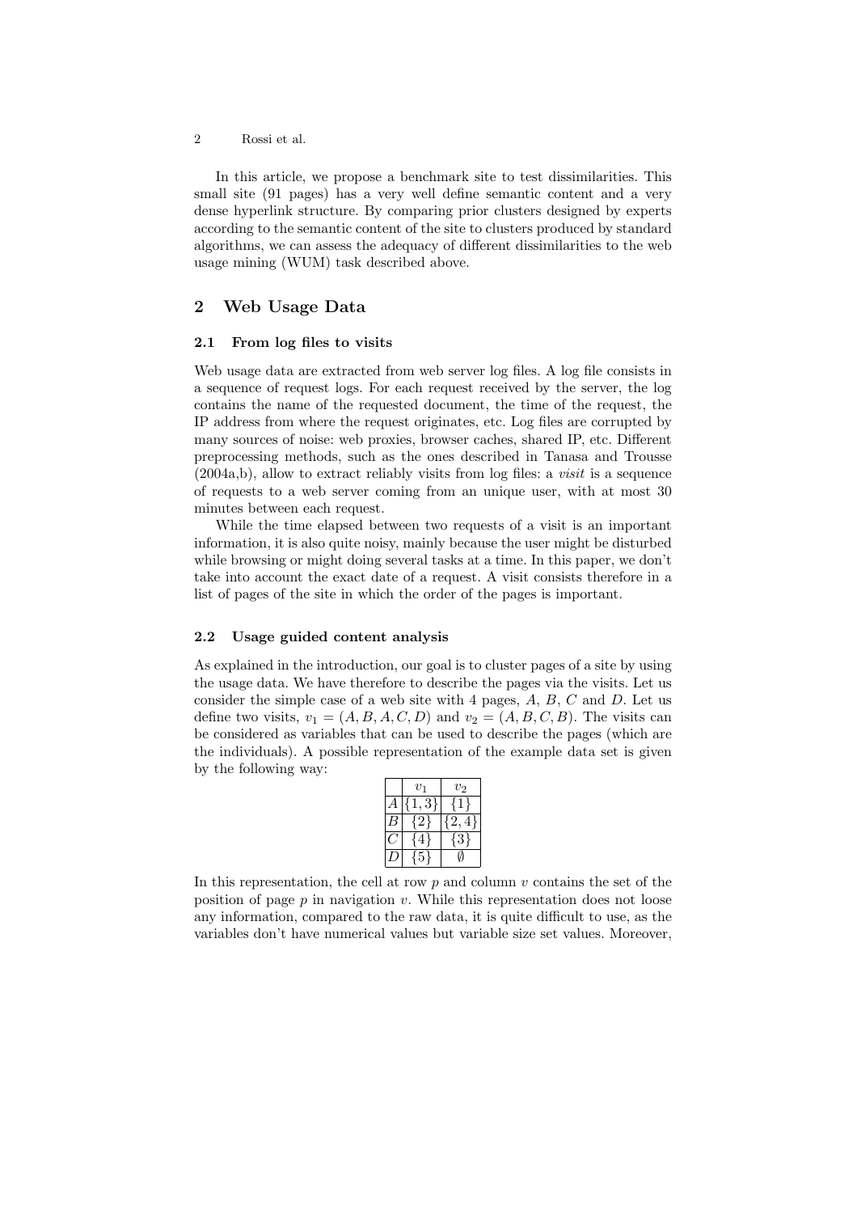In this article, we propose a benchmark site to test dissimilarities. This small site (91 pages) has a very well define semantic content and a very dense hyperlink structure. By comparing prior clusters designed by experts according to the semantic content of the site to clusters produced by standard algorithms, we can assess the adequacy of different dissimilarities to the web usage mining (WUM) task described above.

## 2 Web Usage Data

### 2.1 From log files to visits

Web usage data are extracted from web server log files. A log file consists in a sequence of request logs. For each request received by the server, the log contains the name of the requested document, the time of the request, the IP address from where the request originates, etc. Log files are corrupted by many sources of noise: web proxies, browser caches, shared IP, etc. Different preprocessing methods, such as the ones described in Tanasa and Trousse (2004a,b), allow to extract reliably visits from log files: a *visit* is a sequence of requests to a web server coming from an unique user, with at most 30 minutes between each request.

While the time elapsed between two requests of a visit is an important information, it is also quite noisy, mainly because the user might be disturbed while browsing or might doing several tasks at a time. In this paper, we don't take into account the exact date of a request. A visit consists therefore in a list of pages of the site in which the order of the pages is important.

### 2.2 Usage guided content analysis

As explained in the introduction, our goal is to cluster pages of a site by using the usage data. We have therefore to describe the pages via the visits. Let us consider the simple case of a web site with 4 pages, $A$, $B$, $C$ and $D$. Let us define two visits, $v_1 = (A, B, A, C, D)$ and $v_2 = (A, B, C, B)$. The visits can be considered as variables that can be used to describe the pages (which are the individuals). A possible representation of the example data set is given by the following way:

| | $v_1$ | $v_2$ |
|---|---|---|
| $A$ | $\{1, 3\}$ | $\{1\}$ |
| $B$ | $\{2\}$ | $\{2, 4\}$ |
| $C$ | $\{4\}$ | $\{3\}$ |
| $D$ | $\{5\}$ | $\emptyset$ |

In this representation, the cell at row $p$ and column $v$ contains the set of the position of page $p$ in navigation $v$. While this representation does not loose any information, compared to the raw data, it is quite difficult to use, as the variables don't have numerical values but variable size set values. Moreover,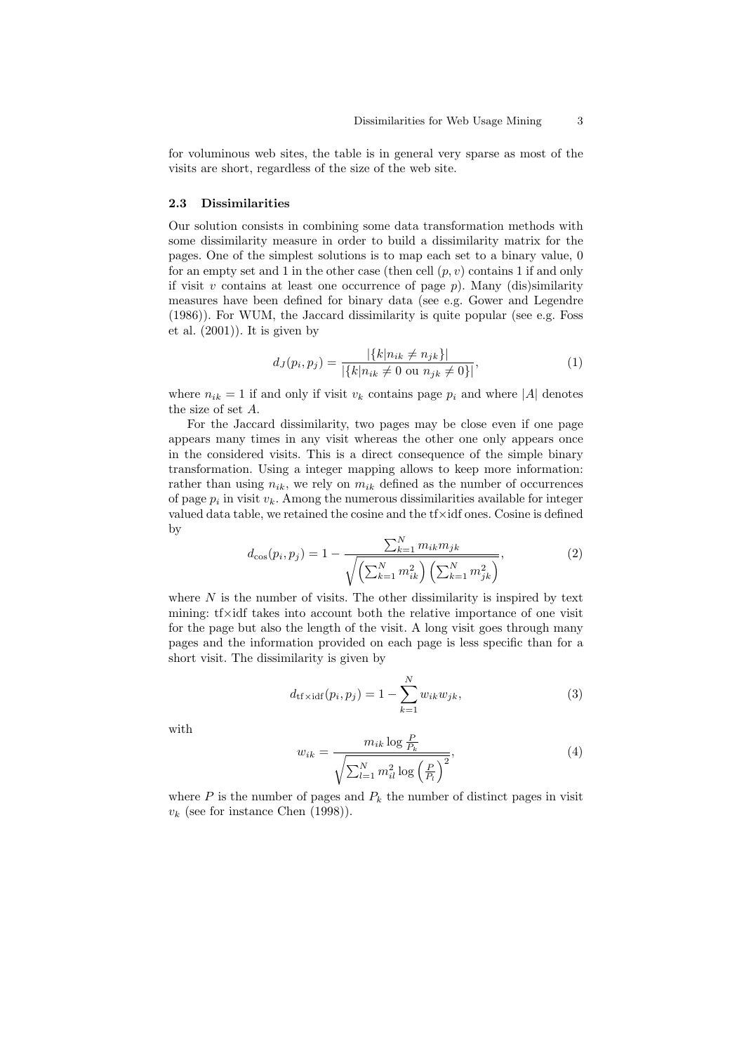for voluminous web sites, the table is in general very sparse as most of the visits are short, regardless of the size of the web site.

### 2.3 Dissimilarities

Our solution consists in combining some data transformation methods with some dissimilarity measure in order to build a dissimilarity matrix for the pages. One of the simplest solutions is to map each set to a binary value, 0 for an empty set and 1 in the other case (then cell $(p, v)$ contains 1 if and only if visit $v$ contains at least one occurrence of page $p$). Many (dis)similarity measures have been defined for binary data (see e.g. Gower and Legendre (1986)). For WUM, the Jaccard dissimilarity is quite popular (see e.g. Foss et al. (2001)). It is given by

$$d_J(p_i, p_j) = \frac{|\{k | n_{ik} \neq n_{jk}\}|}{|\{k | n_{ik} \neq 0 \text{ ou } n_{jk} \neq 0\}|}, \tag{1}$$

where $n_{ik} = 1$ if and only if visit $v_k$ contains page $p_i$ and where $|A|$ denotes the size of set $A$.

For the Jaccard dissimilarity, two pages may be close even if one page appears many times in any visit whereas the other one only appears once in the considered visits. This is a direct consequence of the simple binary transformation. Using a integer mapping allows to keep more information: rather than using $n_{ik}$, we rely on $m_{ik}$ defined as the number of occurrences of page $p_i$ in visit $v_k$. Among the numerous dissimilarities available for integer valued data table, we retained the cosine and the tf×idf ones. Cosine is defined by

$$d_{\cos}(p_i, p_j) = 1 - \frac{\sum_{k=1}^{N} m_{ik} m_{jk}}{\sqrt{\left(\sum_{k=1}^{N} m_{ik}^2\right)\left(\sum_{k=1}^{N} m_{jk}^2\right)}}, \tag{2}$$

where $N$ is the number of visits. The other dissimilarity is inspired by text mining: tf×idf takes into account both the relative importance of one visit for the page but also the length of the visit. A long visit goes through many pages and the information provided on each page is less specific than for a short visit. The dissimilarity is given by

$$d_{\text{tf}\times\text{idf}}(p_i, p_j) = 1 - \sum_{k=1}^{N} w_{ik} w_{jk}, \tag{3}$$

with

$$w_{ik} = \frac{m_{ik} \log \frac{P}{P_k}}{\sqrt{\sum_{l=1}^{N} m_{il}^2 \log\left(\frac{P}{P_l}\right)^2}}, \tag{4}$$

where $P$ is the number of pages and $P_k$ the number of distinct pages in visit $v_k$ (see for instance Chen (1998)).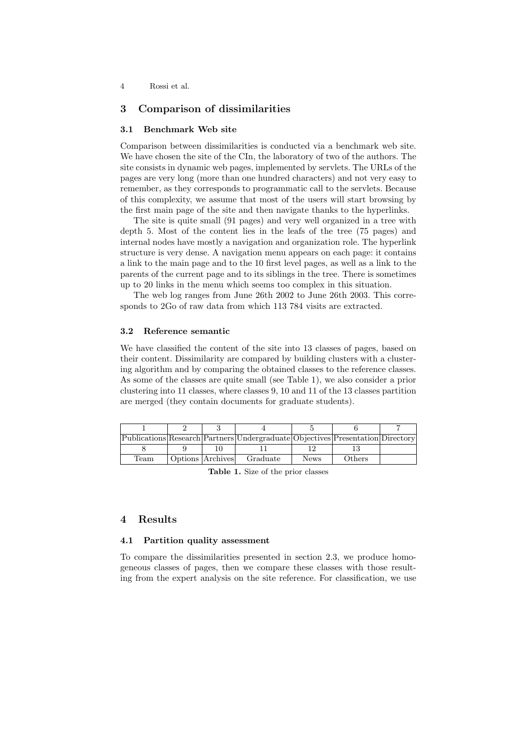## 3 Comparison of dissimilarities

### 3.1 Benchmark Web site

Comparison between dissimilarities is conducted via a benchmark web site. We have chosen the site of the CIn, the laboratory of two of the authors. The site consists in dynamic web pages, implemented by servlets. The URLs of the pages are very long (more than one hundred characters) and not very easy to remember, as they corresponds to programmatic call to the servlets. Because of this complexity, we assume that most of the users will start browsing by the first main page of the site and then navigate thanks to the hyperlinks.

The site is quite small (91 pages) and very well organized in a tree with depth 5. Most of the content lies in the leafs of the tree (75 pages) and internal nodes have mostly a navigation and organization role. The hyperlink structure is very dense. A navigation menu appears on each page: it contains a link to the main page and to the 10 first level pages, as well as a link to the parents of the current page and to its siblings in the tree. There is sometimes up to 20 links in the menu which seems too complex in this situation.

The web log ranges from June 26th 2002 to June 26th 2003. This corresponds to 2Go of raw data from which 113 784 visits are extracted.

### 3.2 Reference semantic

We have classified the content of the site into 13 classes of pages, based on their content. Dissimilarity are compared by building clusters with a clustering algorithm and by comparing the obtained classes to the reference classes. As some of the classes are quite small (see Table 1), we also consider a prior clustering into 11 classes, where classes 9, 10 and 11 of the 13 classes partition are merged (they contain documents for graduate students).

| 1 | 2 | 3 | 4 | 5 | 6 | 7 |
|---|---|---|---|---|---|---|
| Publications | Research | Partners | Undergraduate | Objectives | Presentation | Directory |
| 8 | 9 | 10 | 11 | 12 | 13 | |
| Team | Options | Archives | Graduate | News | Others | |

**Table 1.** Size of the prior classes

## 4 Results

### 4.1 Partition quality assessment

To compare the dissimilarities presented in section 2.3, we produce homogeneous classes of pages, then we compare these classes with those resulting from the expert analysis on the site reference. For classification, we use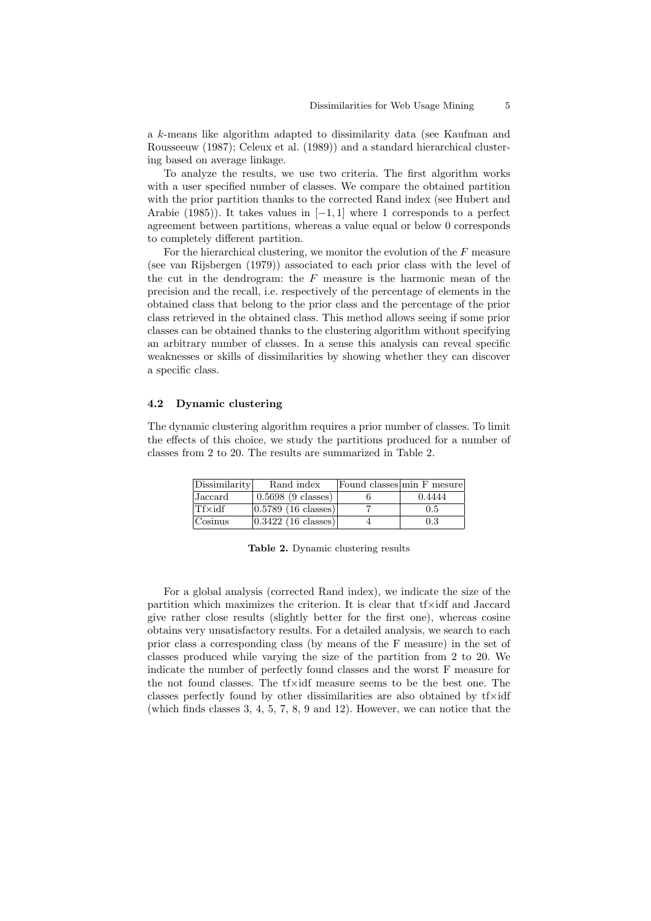a $k$-means like algorithm adapted to dissimilarity data (see Kaufman and Rousseeuw (1987); Celeux et al. (1989)) and a standard hierarchical clustering based on average linkage.

To analyze the results, we use two criteria. The first algorithm works with a user specified number of classes. We compare the obtained partition with the prior partition thanks to the corrected Rand index (see Hubert and Arabie (1985)). It takes values in $[-1, 1]$ where 1 corresponds to a perfect agreement between partitions, whereas a value equal or below 0 corresponds to completely different partition.

For the hierarchical clustering, we monitor the evolution of the $F$ measure (see van Rijsbergen (1979)) associated to each prior class with the level of the cut in the dendrogram: the $F$ measure is the harmonic mean of the precision and the recall, i.e. respectively of the percentage of elements in the obtained class that belong to the prior class and the percentage of the prior class retrieved in the obtained class. This method allows seeing if some prior classes can be obtained thanks to the clustering algorithm without specifying an arbitrary number of classes. In a sense this analysis can reveal specific weaknesses or skills of dissimilarities by showing whether they can discover a specific class.

### 4.2 Dynamic clustering

The dynamic clustering algorithm requires a prior number of classes. To limit the effects of this choice, we study the partitions produced for a number of classes from 2 to 20. The results are summarized in Table 2.

| Dissimilarity | Rand index | Found classes | min F mesure |
|---|---|---|---|
| Jaccard | 0.5698 (9 classes) | 6 | 0.4444 |
| Tf×idf | 0.5789 (16 classes) | 7 | 0.5 |
| Cosinus | 0.3422 (16 classes) | 4 | 0.3 |

**Table 2.** Dynamic clustering results

For a global analysis (corrected Rand index), we indicate the size of the partition which maximizes the criterion. It is clear that tf×idf and Jaccard give rather close results (slightly better for the first one), whereas cosine obtains very unsatisfactory results. For a detailed analysis, we search to each prior class a corresponding class (by means of the F measure) in the set of classes produced while varying the size of the partition from 2 to 20. We indicate the number of perfectly found classes and the worst F measure for the not found classes. The tf×idf measure seems to be the best one. The classes perfectly found by other dissimilarities are also obtained by tf×idf (which finds classes 3, 4, 5, 7, 8, 9 and 12). However, we can notice that the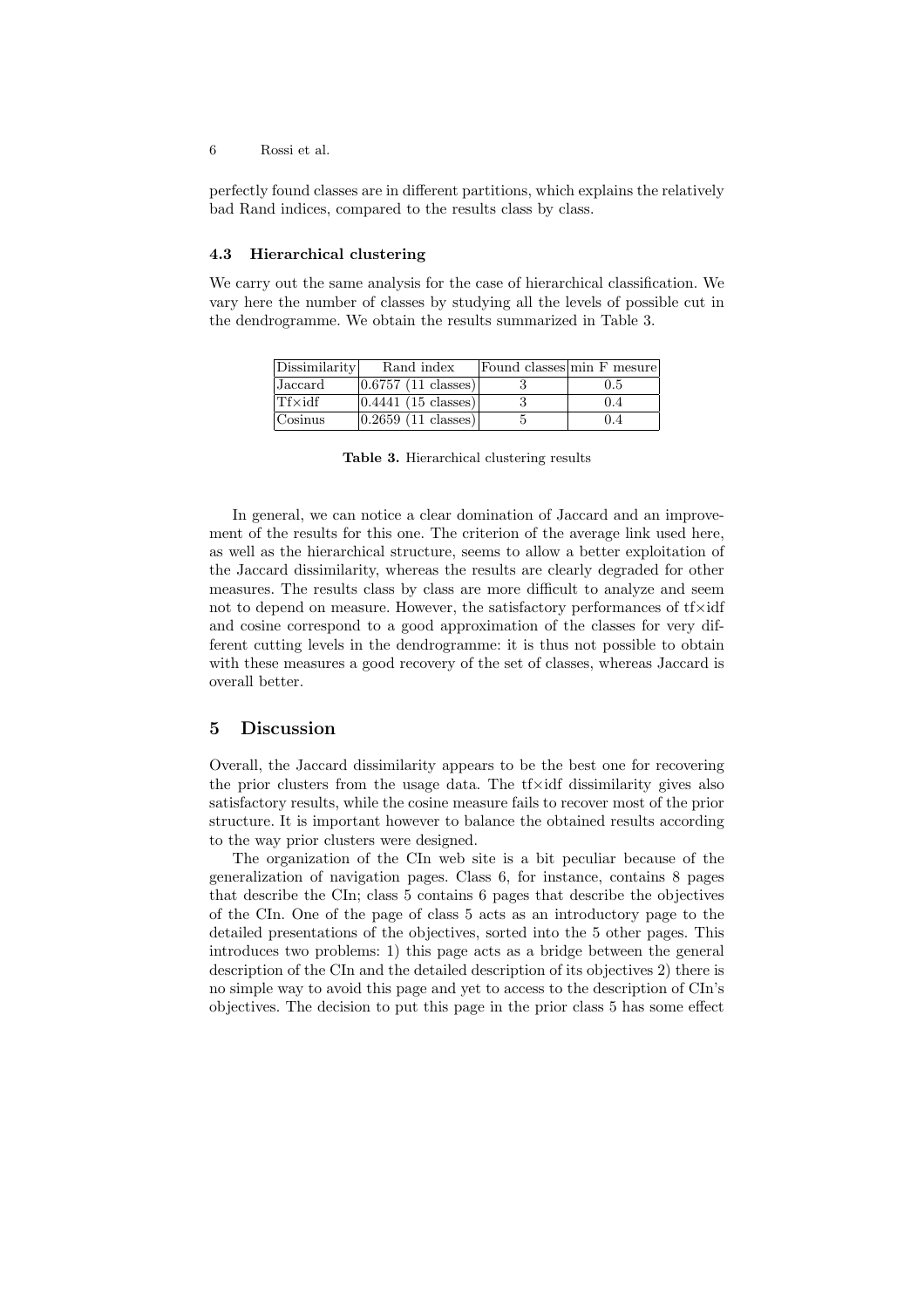perfectly found classes are in different partitions, which explains the relatively bad Rand indices, compared to the results class by class.

### 4.3 Hierarchical clustering

We carry out the same analysis for the case of hierarchical classification. We vary here the number of classes by studying all the levels of possible cut in the dendrogramme. We obtain the results summarized in Table 3.

| Dissimilarity | Rand index | Found classes | min F mesure |
|---|---|---|---|
| Jaccard | 0.6757 (11 classes) | 3 | 0.5 |
| Tf×idf | 0.4441 (15 classes) | 3 | 0.4 |
| Cosinus | 0.2659 (11 classes) | 5 | 0.4 |

**Table 3.** Hierarchical clustering results

In general, we can notice a clear domination of Jaccard and an improvement of the results for this one. The criterion of the average link used here, as well as the hierarchical structure, seems to allow a better exploitation of the Jaccard dissimilarity, whereas the results are clearly degraded for other measures. The results class by class are more difficult to analyze and seem not to depend on measure. However, the satisfactory performances of tf×idf and cosine correspond to a good approximation of the classes for very different cutting levels in the dendrogramme: it is thus not possible to obtain with these measures a good recovery of the set of classes, whereas Jaccard is overall better.

## 5 Discussion

Overall, the Jaccard dissimilarity appears to be the best one for recovering the prior clusters from the usage data. The tf×idf dissimilarity gives also satisfactory results, while the cosine measure fails to recover most of the prior structure. It is important however to balance the obtained results according to the way prior clusters were designed.

The organization of the CIn web site is a bit peculiar because of the generalization of navigation pages. Class 6, for instance, contains 8 pages that describe the CIn; class 5 contains 6 pages that describe the objectives of the CIn. One of the page of class 5 acts as an introductory page to the detailed presentations of the objectives, sorted into the 5 other pages. This introduces two problems: 1) this page acts as a bridge between the general description of the CIn and the detailed description of its objectives 2) there is no simple way to avoid this page and yet to access to the description of CIn's objectives. The decision to put this page in the prior class 5 has some effect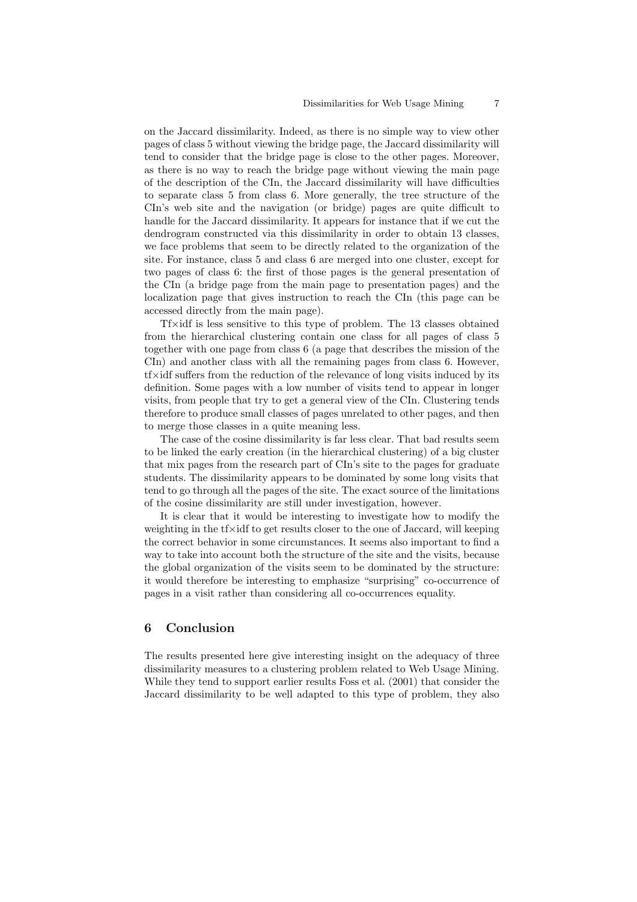on the Jaccard dissimilarity. Indeed, as there is no simple way to view other pages of class 5 without viewing the bridge page, the Jaccard dissimilarity will tend to consider that the bridge page is close to the other pages. Moreover, as there is no way to reach the bridge page without viewing the main page of the description of the CIn, the Jaccard dissimilarity will have difficulties to separate class 5 from class 6. More generally, the tree structure of the CIn's web site and the navigation (or bridge) pages are quite difficult to handle for the Jaccard dissimilarity. It appears for instance that if we cut the dendrogram constructed via this dissimilarity in order to obtain 13 classes, we face problems that seem to be directly related to the organization of the site. For instance, class 5 and class 6 are merged into one cluster, except for two pages of class 6: the first of those pages is the general presentation of the CIn (a bridge page from the main page to presentation pages) and the localization page that gives instruction to reach the CIn (this page can be accessed directly from the main page).

Tf×idf is less sensitive to this type of problem. The 13 classes obtained from the hierarchical clustering contain one class for all pages of class 5 together with one page from class 6 (a page that describes the mission of the CIn) and another class with all the remaining pages from class 6. However, tf×idf suffers from the reduction of the relevance of long visits induced by its definition. Some pages with a low number of visits tend to appear in longer visits, from people that try to get a general view of the CIn. Clustering tends therefore to produce small classes of pages unrelated to other pages, and then to merge those classes in a quite meaning less.

The case of the cosine dissimilarity is far less clear. That bad results seem to be linked the early creation (in the hierarchical clustering) of a big cluster that mix pages from the research part of CIn's site to the pages for graduate students. The dissimilarity appears to be dominated by some long visits that tend to go through all the pages of the site. The exact source of the limitations of the cosine dissimilarity are still under investigation, however.

It is clear that it would be interesting to investigate how to modify the weighting in the tf×idf to get results closer to the one of Jaccard, will keeping the correct behavior in some circumstances. It seems also important to find a way to take into account both the structure of the site and the visits, because the global organization of the visits seem to be dominated by the structure: it would therefore be interesting to emphasize "surprising" co-occurrence of pages in a visit rather than considering all co-occurrences equality.

## 6 Conclusion

The results presented here give interesting insight on the adequacy of three dissimilarity measures to a clustering problem related to Web Usage Mining. While they tend to support earlier results Foss et al. (2001) that consider the Jaccard dissimilarity to be well adapted to this type of problem, they also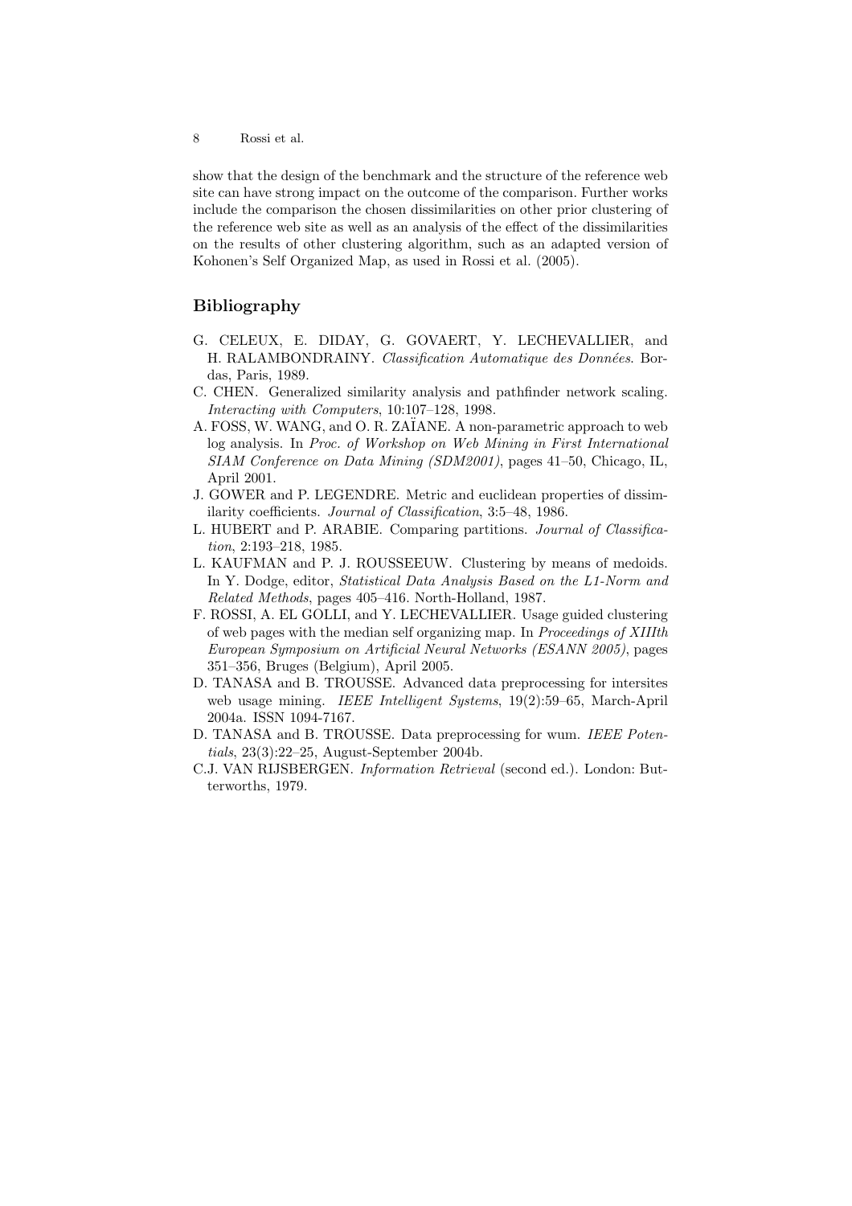show that the design of the benchmark and the structure of the reference web site can have strong impact on the outcome of the comparison. Further works include the comparison the chosen dissimilarities on other prior clustering of the reference web site as well as an analysis of the effect of the dissimilarities on the results of other clustering algorithm, such as an adapted version of Kohonen's Self Organized Map, as used in Rossi et al. (2005).

## Bibliography

G. CELEUX, E. DIDAY, G. GOVAERT, Y. LECHEVALLIER, and H. RALAMBONDRAINY. *Classification Automatique des Données*. Bordas, Paris, 1989.

C. CHEN. Generalized similarity analysis and pathfinder network scaling. *Interacting with Computers*, 10:107–128, 1998.

A. FOSS, W. WANG, and O. R. ZAÏANE. A non-parametric approach to web log analysis. In *Proc. of Workshop on Web Mining in First International SIAM Conference on Data Mining (SDM2001)*, pages 41–50, Chicago, IL, April 2001.

J. GOWER and P. LEGENDRE. Metric and euclidean properties of dissimilarity coefficients. *Journal of Classification*, 3:5–48, 1986.

L. HUBERT and P. ARABIE. Comparing partitions. *Journal of Classification*, 2:193–218, 1985.

L. KAUFMAN and P. J. ROUSSEEUW. Clustering by means of medoids. In Y. Dodge, editor, *Statistical Data Analysis Based on the L1-Norm and Related Methods*, pages 405–416. North-Holland, 1987.

F. ROSSI, A. EL GOLLI, and Y. LECHEVALLIER. Usage guided clustering of web pages with the median self organizing map. In *Proceedings of XIIIth European Symposium on Artificial Neural Networks (ESANN 2005)*, pages 351–356, Bruges (Belgium), April 2005.

D. TANASA and B. TROUSSE. Advanced data preprocessing for intersites web usage mining. *IEEE Intelligent Systems*, 19(2):59–65, March-April 2004a. ISSN 1094-7167.

D. TANASA and B. TROUSSE. Data preprocessing for wum. *IEEE Potentials*, 23(3):22–25, August-September 2004b.

C.J. VAN RIJSBERGEN. *Information Retrieval* (second ed.). London: Butterworths, 1979.